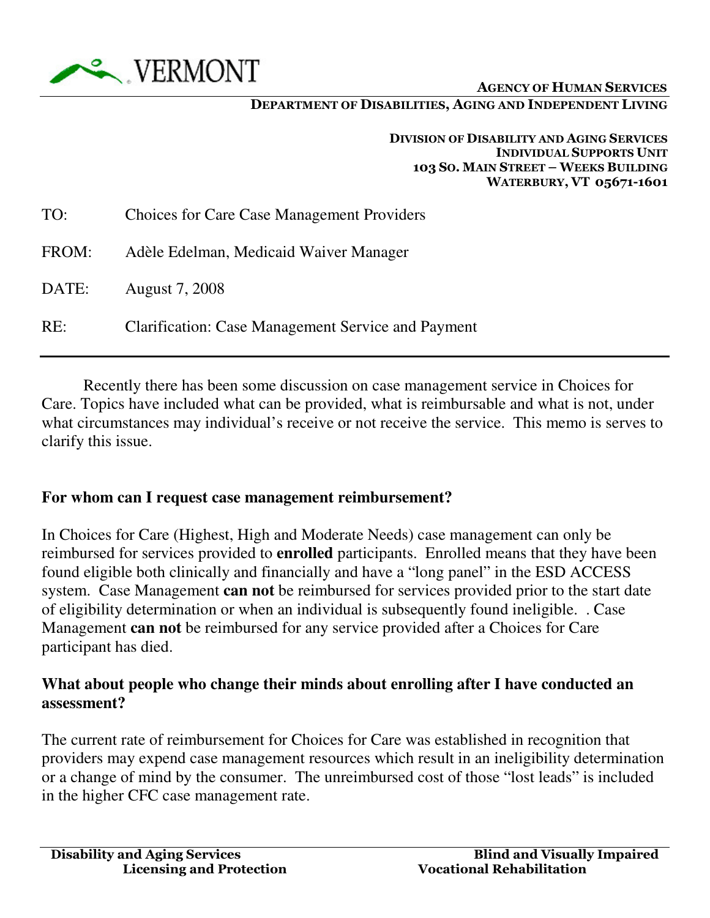VERMONT

**AGENCY OF HUMAN SERVICES**

**DEPARTMENT OF DISABILITIES, AGING AND INDEPENDENT LIVING**

**DIVISION OF DISABILITY AND AGING SERVICES**
**INDIVIDUAL SUPPORTS UNIT**
**103 SO. MAIN STREET – WEEKS BUILDING**
**WATERBURY, VT 05671-1601**

TO: Choices for Care Case Management Providers

FROM: Adèle Edelman, Medicaid Waiver Manager

DATE: August 7, 2008

RE: Clarification: Case Management Service and Payment

---

Recently there has been some discussion on case management service in Choices for Care. Topics have included what can be provided, what is reimbursable and what is not, under what circumstances may individual's receive or not receive the service. This memo is serves to clarify this issue.

**For whom can I request case management reimbursement?**

In Choices for Care (Highest, High and Moderate Needs) case management can only be reimbursed for services provided to **enrolled** participants. Enrolled means that they have been found eligible both clinically and financially and have a "long panel" in the ESD ACCESS system. Case Management **can not** be reimbursed for services provided prior to the start date of eligibility determination or when an individual is subsequently found ineligible. . Case Management **can not** be reimbursed for any service provided after a Choices for Care participant has died.

**What about people who change their minds about enrolling after I have conducted an assessment?**

The current rate of reimbursement for Choices for Care was established in recognition that providers may expend case management resources which result in an ineligibility determination or a change of mind by the consumer. The unreimbursed cost of those "lost leads" is included in the higher CFC case management rate.

**Disability and Aging Services** **Blind and Visually Impaired**
**Licensing and Protection** **Vocational Rehabilitation**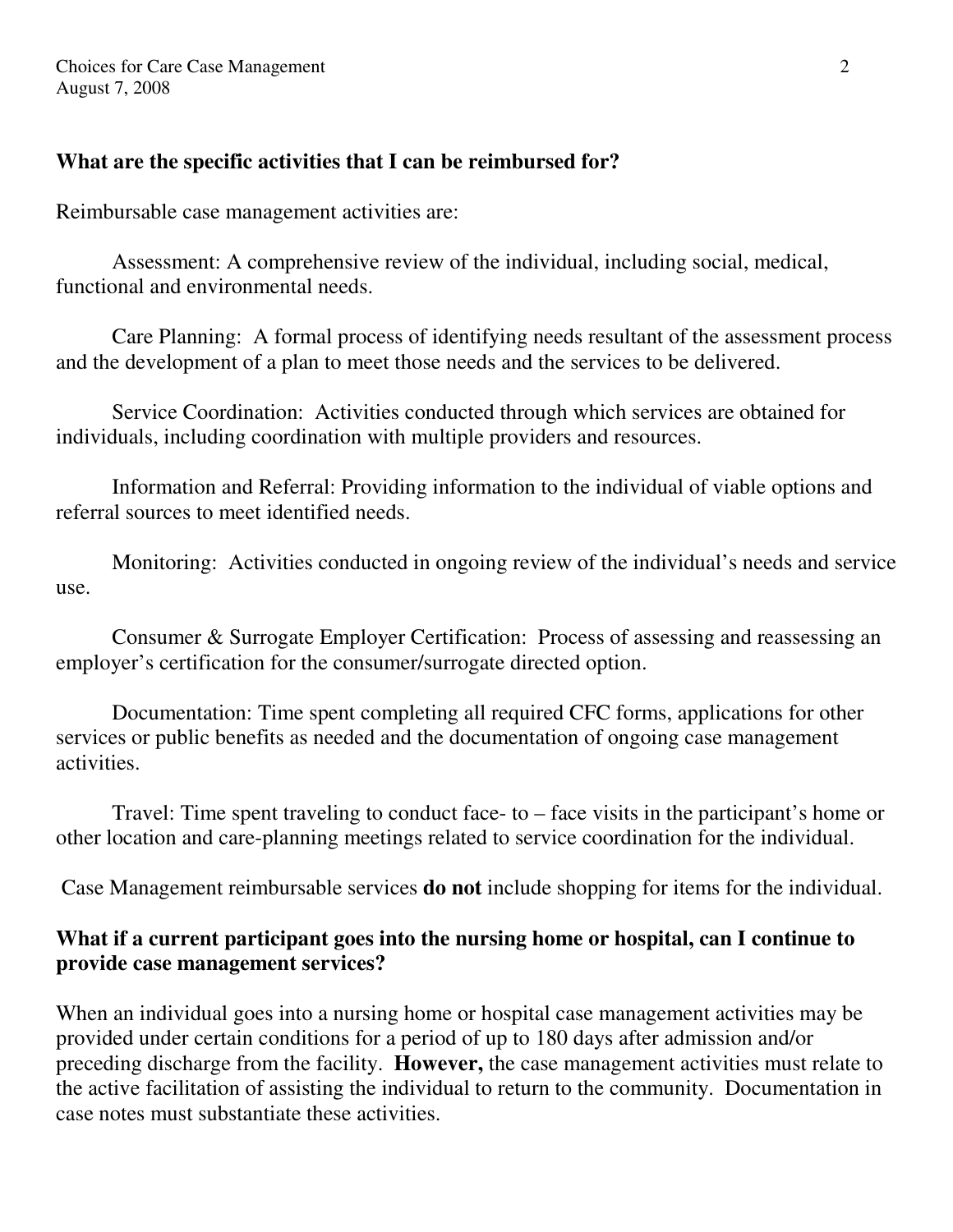**What are the specific activities that I can be reimbursed for?**

Reimbursable case management activities are:

Assessment: A comprehensive review of the individual, including social, medical, functional and environmental needs.

Care Planning: A formal process of identifying needs resultant of the assessment process and the development of a plan to meet those needs and the services to be delivered.

Service Coordination: Activities conducted through which services are obtained for individuals, including coordination with multiple providers and resources.

Information and Referral: Providing information to the individual of viable options and referral sources to meet identified needs.

Monitoring: Activities conducted in ongoing review of the individual's needs and service use.

Consumer & Surrogate Employer Certification: Process of assessing and reassessing an employer's certification for the consumer/surrogate directed option.

Documentation: Time spent completing all required CFC forms, applications for other services or public benefits as needed and the documentation of ongoing case management activities.

Travel: Time spent traveling to conduct face- to – face visits in the participant's home or other location and care-planning meetings related to service coordination for the individual.

Case Management reimbursable services **do not** include shopping for items for the individual.

**What if a current participant goes into the nursing home or hospital, can I continue to provide case management services?**

When an individual goes into a nursing home or hospital case management activities may be provided under certain conditions for a period of up to 180 days after admission and/or preceding discharge from the facility. **However,** the case management activities must relate to the active facilitation of assisting the individual to return to the community. Documentation in case notes must substantiate these activities.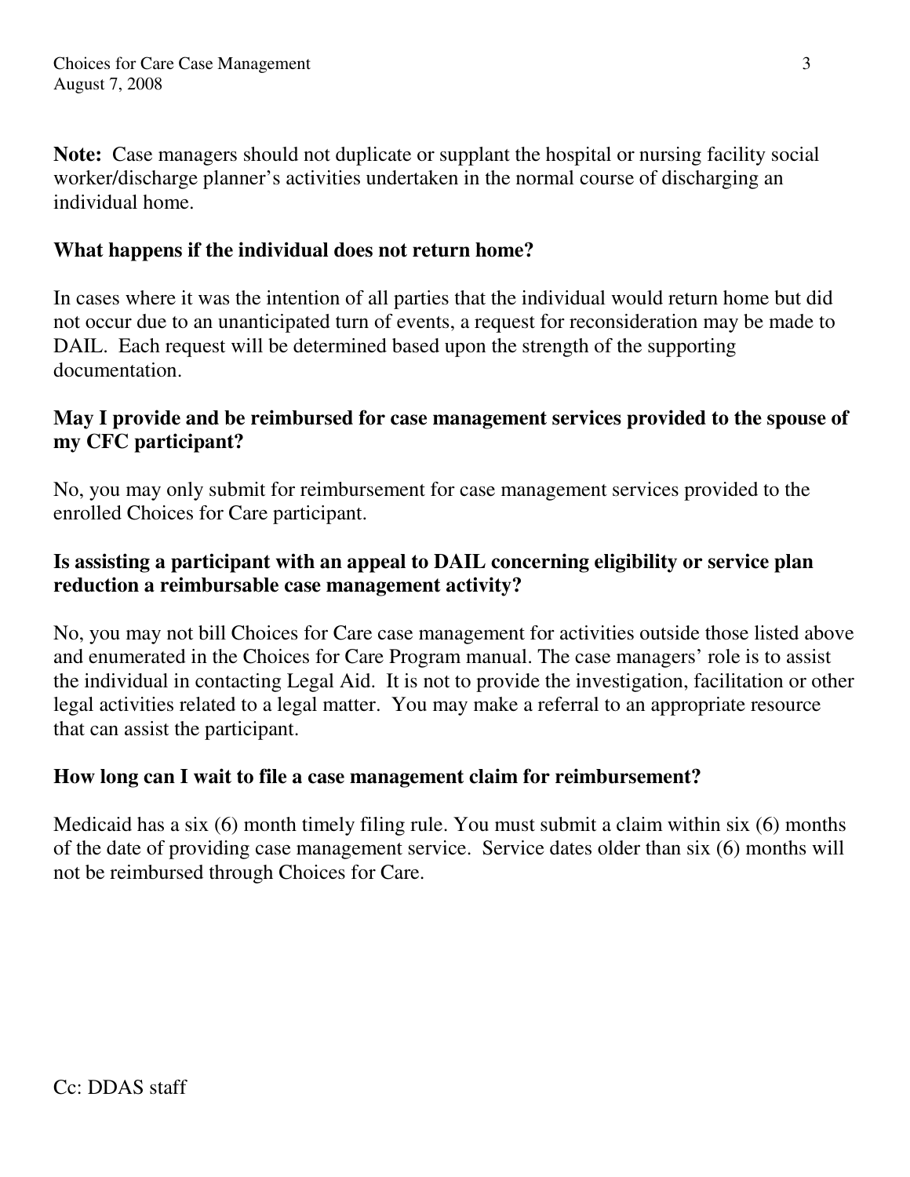**Note:** Case managers should not duplicate or supplant the hospital or nursing facility social worker/discharge planner's activities undertaken in the normal course of discharging an individual home.

**What happens if the individual does not return home?**

In cases where it was the intention of all parties that the individual would return home but did not occur due to an unanticipated turn of events, a request for reconsideration may be made to DAIL. Each request will be determined based upon the strength of the supporting documentation.

**May I provide and be reimbursed for case management services provided to the spouse of my CFC participant?**

No, you may only submit for reimbursement for case management services provided to the enrolled Choices for Care participant.

**Is assisting a participant with an appeal to DAIL concerning eligibility or service plan reduction a reimbursable case management activity?**

No, you may not bill Choices for Care case management for activities outside those listed above and enumerated in the Choices for Care Program manual. The case managers' role is to assist the individual in contacting Legal Aid. It is not to provide the investigation, facilitation or other legal activities related to a legal matter. You may make a referral to an appropriate resource that can assist the participant.

**How long can I wait to file a case management claim for reimbursement?**

Medicaid has a six (6) month timely filing rule. You must submit a claim within six (6) months of the date of providing case management service. Service dates older than six (6) months will not be reimbursed through Choices for Care.

Cc: DDAS staff